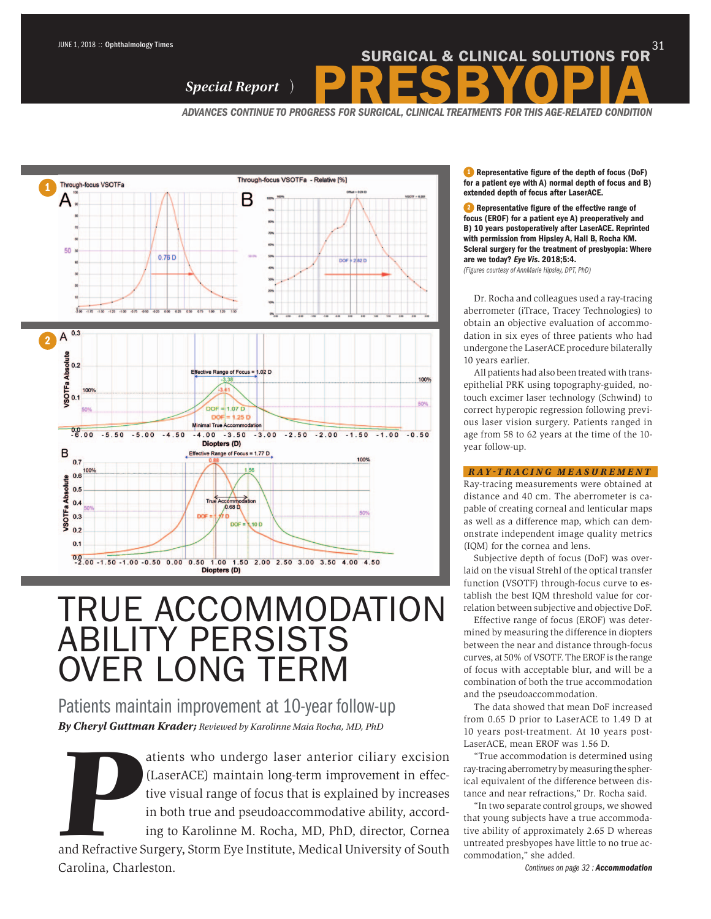# SURGICAL & CLINICAL SOLUTIONS FOR PRESBYOPIA

*Special Report*

**ADVANCES CONTINUE TO PROGRESS FOR SURGICAL, CLINICAL TREATMENTS FOR THIS AGE-RELATED CONDITION**

**1 Representative figure of the depth of focus (DoF) for a patient eye with A) normal depth of focus and B) extended depth of focus after LaserACE.**

**2 Representative figure of the effective range of focus (EROF) for a patient eye A) preoperatively and B) 10 years postoperatively after LaserACE. Reprinted with permission from Hipsley A, Hall B, Rocha KM. Scleral surgery for the treatment of presbyopia: Where are we today? *Eye Vis.* 2018;5:4.**

*(Figures courtesy of AnnMarie Hipsley, DPT, PhD)*

# TRUE ACCOMMODATION ABILITY PERSISTS OVER LONG TERM

## Patients maintain improvement at 10-year follow-up

***By Cheryl Guttman Krader;*** *Reviewed by Karolinne Maia Rocha, MD, PhD*

Patients who undergo laser anterior ciliary excision (LaserACE) maintain long-term improvement in effective visual range of focus that is explained by increases in both true and pseudoaccommodative ability, according to Karolinne M. Rocha, MD, PhD, director, Cornea and Refractive Surgery, Storm Eye Institute, Medical University of South Carolina, Charleston.

Dr. Rocha and colleagues used a ray-tracing aberrometer (iTrace, Tracey Technologies) to obtain an objective evaluation of accommodation in six eyes of three patients who had undergone the LaserACE procedure bilaterally 10 years earlier.

All patients had also been treated with transepithelial PRK using topography-guided, no-touch excimer laser technology (Schwind) to correct hyperopic regression following previous laser vision surgery. Patients ranged in age from 58 to 62 years at the time of the 10-year follow-up.

### RAY-TRACING MEASUREMENT

Ray-tracing measurements were obtained at distance and 40 cm. The aberrometer is capable of creating corneal and lenticular maps as well as a difference map, which can demonstrate independent image quality metrics (IQM) for the cornea and lens.

Subjective depth of focus (DoF) was overlaid on the visual Strehl of the optical transfer function (VSOTF) through-focus curve to establish the best IQM threshold value for correlation between subjective and objective DoF.

Effective range of focus (EROF) was determined by measuring the difference in diopters between the near and distance through-focus curves, at 50% of VSOTF. The EROF is the range of focus with acceptable blur, and will be a combination of both the true accommodation and the pseudoaccommodation.

The data showed that mean DoF increased from 0.65 D prior to LaserACE to 1.49 D at 10 years post-treatment. At 10 years post-LaserACE, mean EROF was 1.56 D.

"True accommodation is determined using ray-tracing aberrometry by measuring the spherical equivalent of the difference between distance and near refractions," Dr. Rocha said.

"In two separate control groups, we showed that young subjects have a true accommodative ability of approximately 2.65 D whereas untreated presbyopes have little to no true accommodation," she added.

*Continues on page 32 :* ***Accommodation***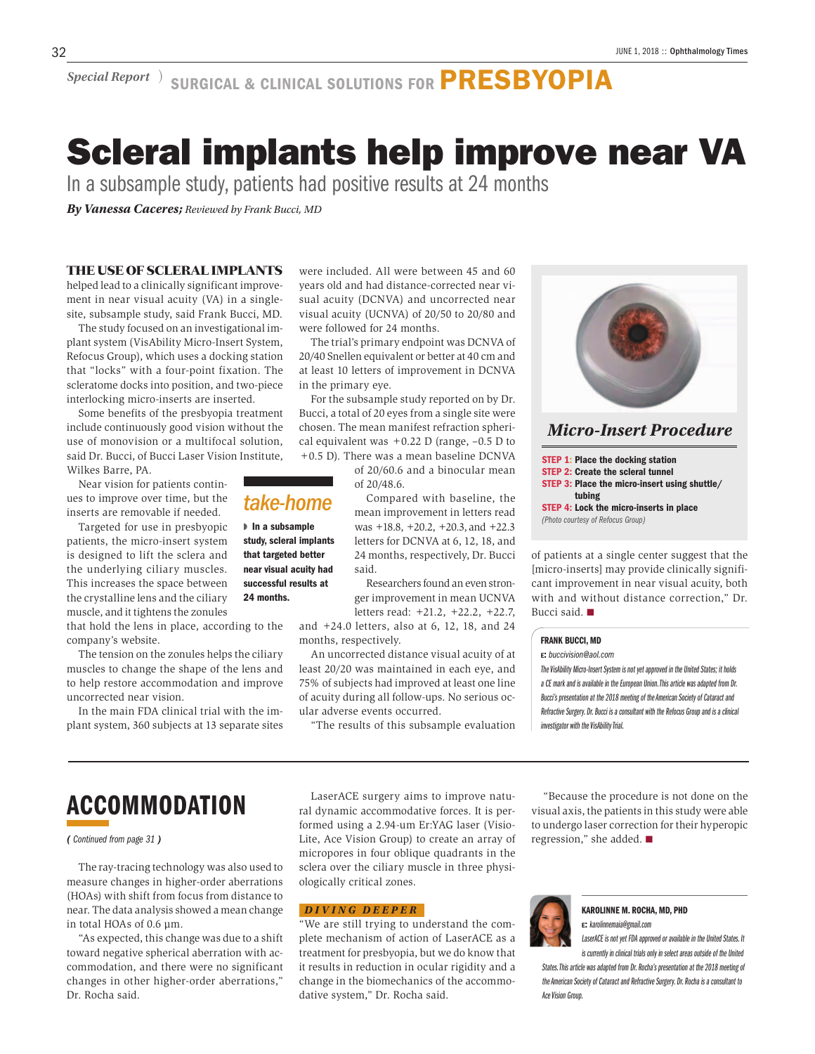*Special Report* 〉 SURGICAL & CLINICAL SOLUTIONS FOR **PRESBYOPIA**

# Scleral implants help improve near VA

## In a subsample study, patients had positive results at 24 months

***By Vanessa Caceres;*** *Reviewed by Frank Bucci, MD*

**THE USE OF SCLERAL IMPLANTS** helped lead to a clinically significant improvement in near visual acuity (VA) in a single-site, subsample study, said Frank Bucci, MD.

The study focused on an investigational implant system (VisAbility Micro-Insert System, Refocus Group), which uses a docking station that "locks" with a four-point fixation. The scleratome docks into position, and two-piece interlocking micro-inserts are inserted.

Some benefits of the presbyopia treatment include continuously good vision without the use of monovision or a multifocal solution, said Dr. Bucci, of Bucci Laser Vision Institute, Wilkes Barre, PA.

Near vision for patients continues to improve over time, but the inserts are removable if needed.

Targeted for use in presbyopic patients, the micro-insert system is designed to lift the sclera and the underlying ciliary muscles. This increases the space between the crystalline lens and the ciliary muscle, and it tightens the zonules that hold the lens in place, according to the company's website.

The tension on the zonules helps the ciliary muscles to change the shape of the lens and to help restore accommodation and improve uncorrected near vision.

In the main FDA clinical trial with the implant system, 360 subjects at 13 separate sites were included. All were between 45 and 60 years old and had distance-corrected near visual acuity (DCNVA) and uncorrected near visual acuity (UCNVA) of 20/50 to 20/80 and were followed for 24 months.

The trial's primary endpoint was DCNVA of 20/40 Snellen equivalent or better at 40 cm and at least 10 letters of improvement in DCNVA in the primary eye.

For the subsample study reported on by Dr. Bucci, a total of 20 eyes from a single site were chosen. The mean manifest refraction spherical equivalent was +0.22 D (range, –0.5 D to +0.5 D). There was a mean baseline DCNVA of 20/60.6 and a binocular mean of 20/48.6.

Compared with baseline, the mean improvement in letters read was +18.8, +20.2, +20.3, and +22.3 letters for DCNVA at 6, 12, 18, and 24 months, respectively, Dr. Bucci said.

Researchers found an even stronger improvement in mean UCNVA letters read: +21.2, +22.2, +22.7, and +24.0 letters, also at 6, 12, 18, and 24 months, respectively.

An uncorrected distance visual acuity of at least 20/20 was maintained in each eye, and 75% of subjects had improved at least one line of acuity during all follow-ups. No serious ocular adverse events occurred.

"The results of this subsample evaluation of patients at a single center suggest that the [micro-inserts] may provide clinically significant improvement in near visual acuity, both with and without distance correction," Dr. Bucci said. ■

**take-home**

**In a subsample study, scleral implants that targeted better near visual acuity had successful results at 24 months.**

***Micro-Insert Procedure***

**STEP 1: Place the docking station**
**STEP 2: Create the scleral tunnel**
**STEP 3: Place the micro-insert using shuttle/tubing**
**STEP 4: Lock the micro-inserts in place**

*(Photo courtesy of Refocus Group)*

**FRANK BUCCI, MD**
**E:** *buccivision@aol.com*

*The VisAbility Micro-Insert System is not yet approved in the United States; it holds a CE mark and is available in the European Union. This article was adapted from Dr. Bucci's presentation at the 2018 meeting of the American Society of Cataract and Refractive Surgery. Dr. Bucci is a consultant with the Refocus Group and is a clinical investigator with the VisAbility Trial.*

---

# ACCOMMODATION

*( Continued from page 31 )*

The ray-tracing technology was also used to measure changes in higher-order aberrations (HOAs) with shift from focus from distance to near. The data analysis showed a mean change in total HOAs of 0.6 µm.

"As expected, this change was due to a shift toward negative spherical aberration with accommodation, and there were no significant changes in other higher-order aberrations," Dr. Rocha said.

LaserACE surgery aims to improve natural dynamic accommodative forces. It is performed using a 2.94-um Er:YAG laser (VisioLite, Ace Vision Group) to create an array of micropores in four oblique quadrants in the sclera over the ciliary muscle in three physiologically critical zones.

***DIVING DEEPER***

"We are still trying to understand the complete mechanism of action of LaserACE as a treatment for presbyopia, but we do know that it results in reduction in ocular rigidity and a change in the biomechanics of the accommodative system," Dr. Rocha said.

"Because the procedure is not done on the visual axis, the patients in this study were able to undergo laser correction for their hyperopic regression," she added. ■

**KAROLINNE M. ROCHA, MD, PHD**
**E:** *karolinnemaia@gmail.com*

*LaserACE is not yet FDA approved or available in the United States. It is currently in clinical trials only in select areas outside of the United States. This article was adapted from Dr. Rocha's presentation at the 2018 meeting of the American Society of Cataract and Refractive Surgery. Dr. Rocha is a consultant to Ace Vision Group.*